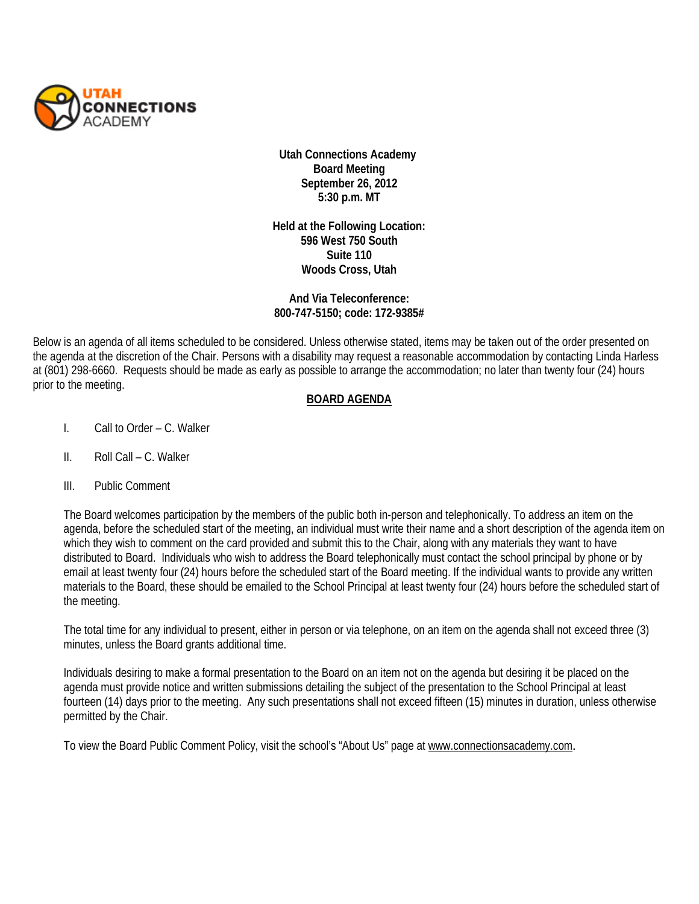UTAH CONNECTIONS ACADEMY

**Utah Connections Academy**
**Board Meeting**
**September 26, 2012**
**5:30 p.m. MT**

**Held at the Following Location:**
**596 West 750 South**
**Suite 110**
**Woods Cross, Utah**

**And Via Teleconference:**
**800-747-5150; code: 172-9385#**

Below is an agenda of all items scheduled to be considered. Unless otherwise stated, items may be taken out of the order presented on the agenda at the discretion of the Chair. Persons with a disability may request a reasonable accommodation by contacting Linda Harless at (801) 298-6660. Requests should be made as early as possible to arrange the accommodation; no later than twenty four (24) hours prior to the meeting.

## BOARD AGENDA

I. Call to Order – C. Walker

II. Roll Call – C. Walker

III. Public Comment

The Board welcomes participation by the members of the public both in-person and telephonically. To address an item on the agenda, before the scheduled start of the meeting, an individual must write their name and a short description of the agenda item on which they wish to comment on the card provided and submit this to the Chair, along with any materials they want to have distributed to Board. Individuals who wish to address the Board telephonically must contact the school principal by phone or by email at least twenty four (24) hours before the scheduled start of the Board meeting. If the individual wants to provide any written materials to the Board, these should be emailed to the School Principal at least twenty four (24) hours before the scheduled start of the meeting.

The total time for any individual to present, either in person or via telephone, on an item on the agenda shall not exceed three (3) minutes, unless the Board grants additional time.

Individuals desiring to make a formal presentation to the Board on an item not on the agenda but desiring it be placed on the agenda must provide notice and written submissions detailing the subject of the presentation to the School Principal at least fourteen (14) days prior to the meeting. Any such presentations shall not exceed fifteen (15) minutes in duration, unless otherwise permitted by the Chair.

To view the Board Public Comment Policy, visit the school's "About Us" page at www.connectionsacademy.com.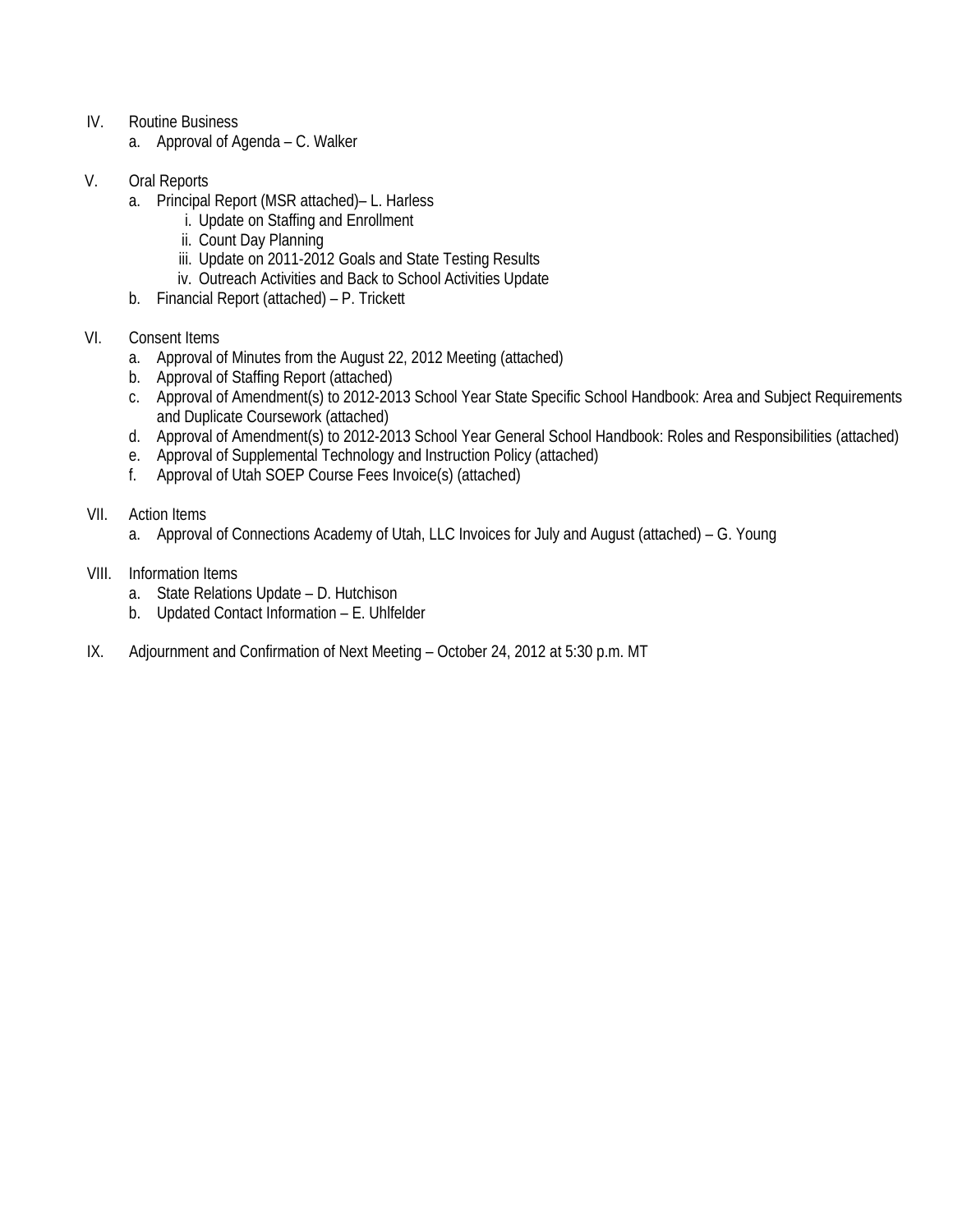IV. Routine Business
   a. Approval of Agenda – C. Walker

V. Oral Reports
   a. Principal Report (MSR attached)– L. Harless
      i. Update on Staffing and Enrollment
      ii. Count Day Planning
      iii. Update on 2011-2012 Goals and State Testing Results
      iv. Outreach Activities and Back to School Activities Update
   b. Financial Report (attached) – P. Trickett

VI. Consent Items
   a. Approval of Minutes from the August 22, 2012 Meeting (attached)
   b. Approval of Staffing Report (attached)
   c. Approval of Amendment(s) to 2012-2013 School Year State Specific School Handbook: Area and Subject Requirements and Duplicate Coursework (attached)
   d. Approval of Amendment(s) to 2012-2013 School Year General School Handbook: Roles and Responsibilities (attached)
   e. Approval of Supplemental Technology and Instruction Policy (attached)
   f. Approval of Utah SOEP Course Fees Invoice(s) (attached)

VII. Action Items
   a. Approval of Connections Academy of Utah, LLC Invoices for July and August (attached) – G. Young

VIII. Information Items
   a. State Relations Update – D. Hutchison
   b. Updated Contact Information – E. Uhlfelder

IX. Adjournment and Confirmation of Next Meeting – October 24, 2012 at 5:30 p.m. MT